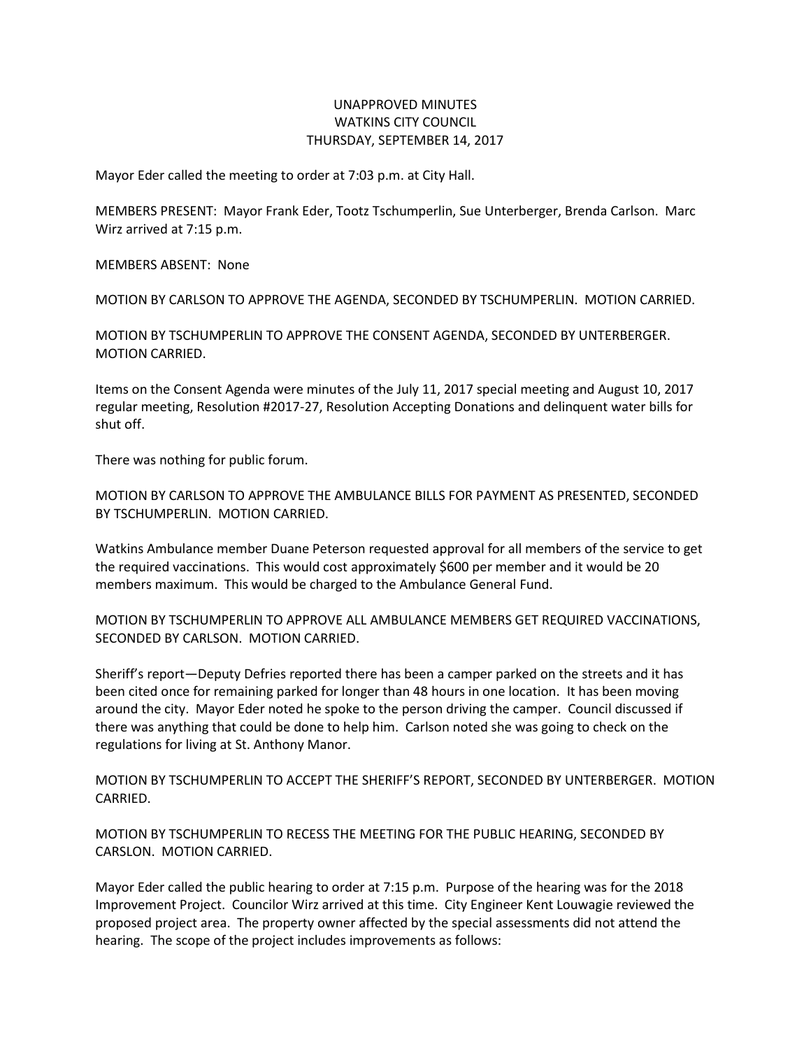UNAPPROVED MINUTES
WATKINS CITY COUNCIL
THURSDAY, SEPTEMBER 14, 2017

Mayor Eder called the meeting to order at 7:03 p.m. at City Hall.

MEMBERS PRESENT: Mayor Frank Eder, Tootz Tschumperlin, Sue Unterberger, Brenda Carlson. Marc Wirz arrived at 7:15 p.m.

MEMBERS ABSENT: None

MOTION BY CARLSON TO APPROVE THE AGENDA, SECONDED BY TSCHUMPERLIN. MOTION CARRIED.

MOTION BY TSCHUMPERLIN TO APPROVE THE CONSENT AGENDA, SECONDED BY UNTERBERGER. MOTION CARRIED.

Items on the Consent Agenda were minutes of the July 11, 2017 special meeting and August 10, 2017 regular meeting, Resolution #2017-27, Resolution Accepting Donations and delinquent water bills for shut off.

There was nothing for public forum.

MOTION BY CARLSON TO APPROVE THE AMBULANCE BILLS FOR PAYMENT AS PRESENTED, SECONDED BY TSCHUMPERLIN. MOTION CARRIED.

Watkins Ambulance member Duane Peterson requested approval for all members of the service to get the required vaccinations. This would cost approximately $600 per member and it would be 20 members maximum. This would be charged to the Ambulance General Fund.

MOTION BY TSCHUMPERLIN TO APPROVE ALL AMBULANCE MEMBERS GET REQUIRED VACCINATIONS, SECONDED BY CARLSON. MOTION CARRIED.

Sheriff's report—Deputy Defries reported there has been a camper parked on the streets and it has been cited once for remaining parked for longer than 48 hours in one location. It has been moving around the city. Mayor Eder noted he spoke to the person driving the camper. Council discussed if there was anything that could be done to help him. Carlson noted she was going to check on the regulations for living at St. Anthony Manor.

MOTION BY TSCHUMPERLIN TO ACCEPT THE SHERIFF'S REPORT, SECONDED BY UNTERBERGER. MOTION CARRIED.

MOTION BY TSCHUMPERLIN TO RECESS THE MEETING FOR THE PUBLIC HEARING, SECONDED BY CARSLON. MOTION CARRIED.

Mayor Eder called the public hearing to order at 7:15 p.m. Purpose of the hearing was for the 2018 Improvement Project. Councilor Wirz arrived at this time. City Engineer Kent Louwagie reviewed the proposed project area. The property owner affected by the special assessments did not attend the hearing. The scope of the project includes improvements as follows: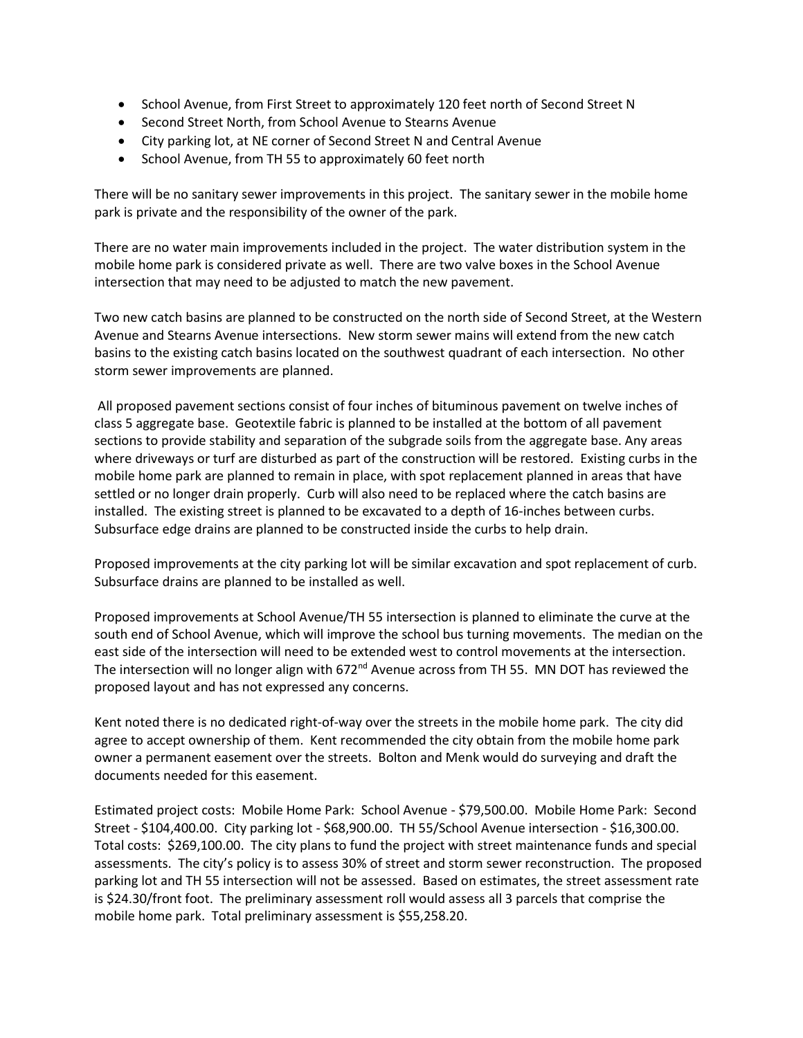- School Avenue, from First Street to approximately 120 feet north of Second Street N
- Second Street North, from School Avenue to Stearns Avenue
- City parking lot, at NE corner of Second Street N and Central Avenue
- School Avenue, from TH 55 to approximately 60 feet north

There will be no sanitary sewer improvements in this project. The sanitary sewer in the mobile home park is private and the responsibility of the owner of the park.

There are no water main improvements included in the project. The water distribution system in the mobile home park is considered private as well. There are two valve boxes in the School Avenue intersection that may need to be adjusted to match the new pavement.

Two new catch basins are planned to be constructed on the north side of Second Street, at the Western Avenue and Stearns Avenue intersections. New storm sewer mains will extend from the new catch basins to the existing catch basins located on the southwest quadrant of each intersection. No other storm sewer improvements are planned.

All proposed pavement sections consist of four inches of bituminous pavement on twelve inches of class 5 aggregate base. Geotextile fabric is planned to be installed at the bottom of all pavement sections to provide stability and separation of the subgrade soils from the aggregate base. Any areas where driveways or turf are disturbed as part of the construction will be restored. Existing curbs in the mobile home park are planned to remain in place, with spot replacement planned in areas that have settled or no longer drain properly. Curb will also need to be replaced where the catch basins are installed. The existing street is planned to be excavated to a depth of 16-inches between curbs. Subsurface edge drains are planned to be constructed inside the curbs to help drain.

Proposed improvements at the city parking lot will be similar excavation and spot replacement of curb. Subsurface drains are planned to be installed as well.

Proposed improvements at School Avenue/TH 55 intersection is planned to eliminate the curve at the south end of School Avenue, which will improve the school bus turning movements. The median on the east side of the intersection will need to be extended west to control movements at the intersection. The intersection will no longer align with 672nd Avenue across from TH 55. MN DOT has reviewed the proposed layout and has not expressed any concerns.

Kent noted there is no dedicated right-of-way over the streets in the mobile home park. The city did agree to accept ownership of them. Kent recommended the city obtain from the mobile home park owner a permanent easement over the streets. Bolton and Menk would do surveying and draft the documents needed for this easement.

Estimated project costs: Mobile Home Park: School Avenue - $79,500.00. Mobile Home Park: Second Street - $104,400.00. City parking lot - $68,900.00. TH 55/School Avenue intersection - $16,300.00. Total costs: $269,100.00. The city plans to fund the project with street maintenance funds and special assessments. The city's policy is to assess 30% of street and storm sewer reconstruction. The proposed parking lot and TH 55 intersection will not be assessed. Based on estimates, the street assessment rate is $24.30/front foot. The preliminary assessment roll would assess all 3 parcels that comprise the mobile home park. Total preliminary assessment is $55,258.20.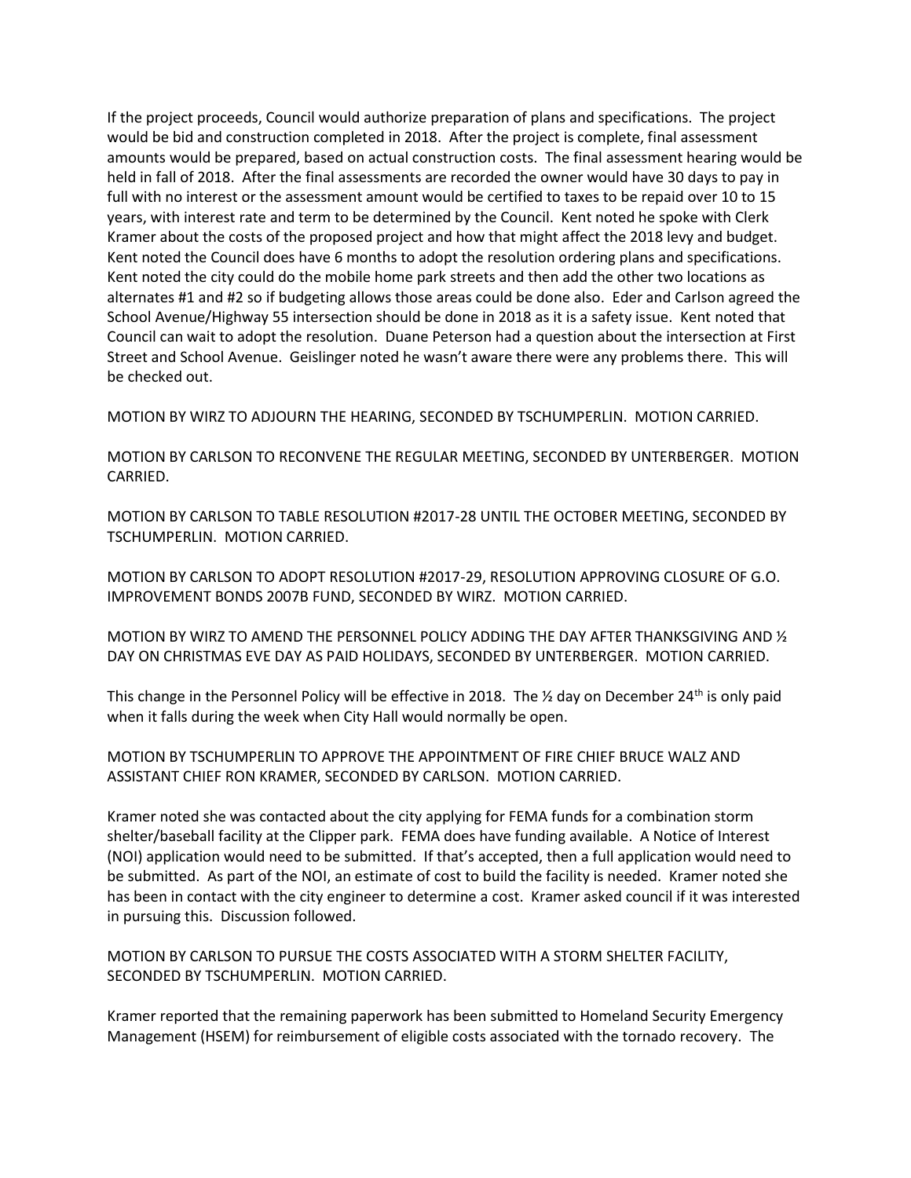If the project proceeds, Council would authorize preparation of plans and specifications. The project would be bid and construction completed in 2018. After the project is complete, final assessment amounts would be prepared, based on actual construction costs. The final assessment hearing would be held in fall of 2018. After the final assessments are recorded the owner would have 30 days to pay in full with no interest or the assessment amount would be certified to taxes to be repaid over 10 to 15 years, with interest rate and term to be determined by the Council. Kent noted he spoke with Clerk Kramer about the costs of the proposed project and how that might affect the 2018 levy and budget. Kent noted the Council does have 6 months to adopt the resolution ordering plans and specifications. Kent noted the city could do the mobile home park streets and then add the other two locations as alternates #1 and #2 so if budgeting allows those areas could be done also. Eder and Carlson agreed the School Avenue/Highway 55 intersection should be done in 2018 as it is a safety issue. Kent noted that Council can wait to adopt the resolution. Duane Peterson had a question about the intersection at First Street and School Avenue. Geislinger noted he wasn't aware there were any problems there. This will be checked out.

MOTION BY WIRZ TO ADJOURN THE HEARING, SECONDED BY TSCHUMPERLIN. MOTION CARRIED.

MOTION BY CARLSON TO RECONVENE THE REGULAR MEETING, SECONDED BY UNTERBERGER. MOTION CARRIED.

MOTION BY CARLSON TO TABLE RESOLUTION #2017-28 UNTIL THE OCTOBER MEETING, SECONDED BY TSCHUMPERLIN. MOTION CARRIED.

MOTION BY CARLSON TO ADOPT RESOLUTION #2017-29, RESOLUTION APPROVING CLOSURE OF G.O. IMPROVEMENT BONDS 2007B FUND, SECONDED BY WIRZ. MOTION CARRIED.

MOTION BY WIRZ TO AMEND THE PERSONNEL POLICY ADDING THE DAY AFTER THANKSGIVING AND ½ DAY ON CHRISTMAS EVE DAY AS PAID HOLIDAYS, SECONDED BY UNTERBERGER. MOTION CARRIED.

This change in the Personnel Policy will be effective in 2018. The ½ day on December 24th is only paid when it falls during the week when City Hall would normally be open.

MOTION BY TSCHUMPERLIN TO APPROVE THE APPOINTMENT OF FIRE CHIEF BRUCE WALZ AND ASSISTANT CHIEF RON KRAMER, SECONDED BY CARLSON. MOTION CARRIED.

Kramer noted she was contacted about the city applying for FEMA funds for a combination storm shelter/baseball facility at the Clipper park. FEMA does have funding available. A Notice of Interest (NOI) application would need to be submitted. If that's accepted, then a full application would need to be submitted. As part of the NOI, an estimate of cost to build the facility is needed. Kramer noted she has been in contact with the city engineer to determine a cost. Kramer asked council if it was interested in pursuing this. Discussion followed.

MOTION BY CARLSON TO PURSUE THE COSTS ASSOCIATED WITH A STORM SHELTER FACILITY, SECONDED BY TSCHUMPERLIN. MOTION CARRIED.

Kramer reported that the remaining paperwork has been submitted to Homeland Security Emergency Management (HSEM) for reimbursement of eligible costs associated with the tornado recovery. The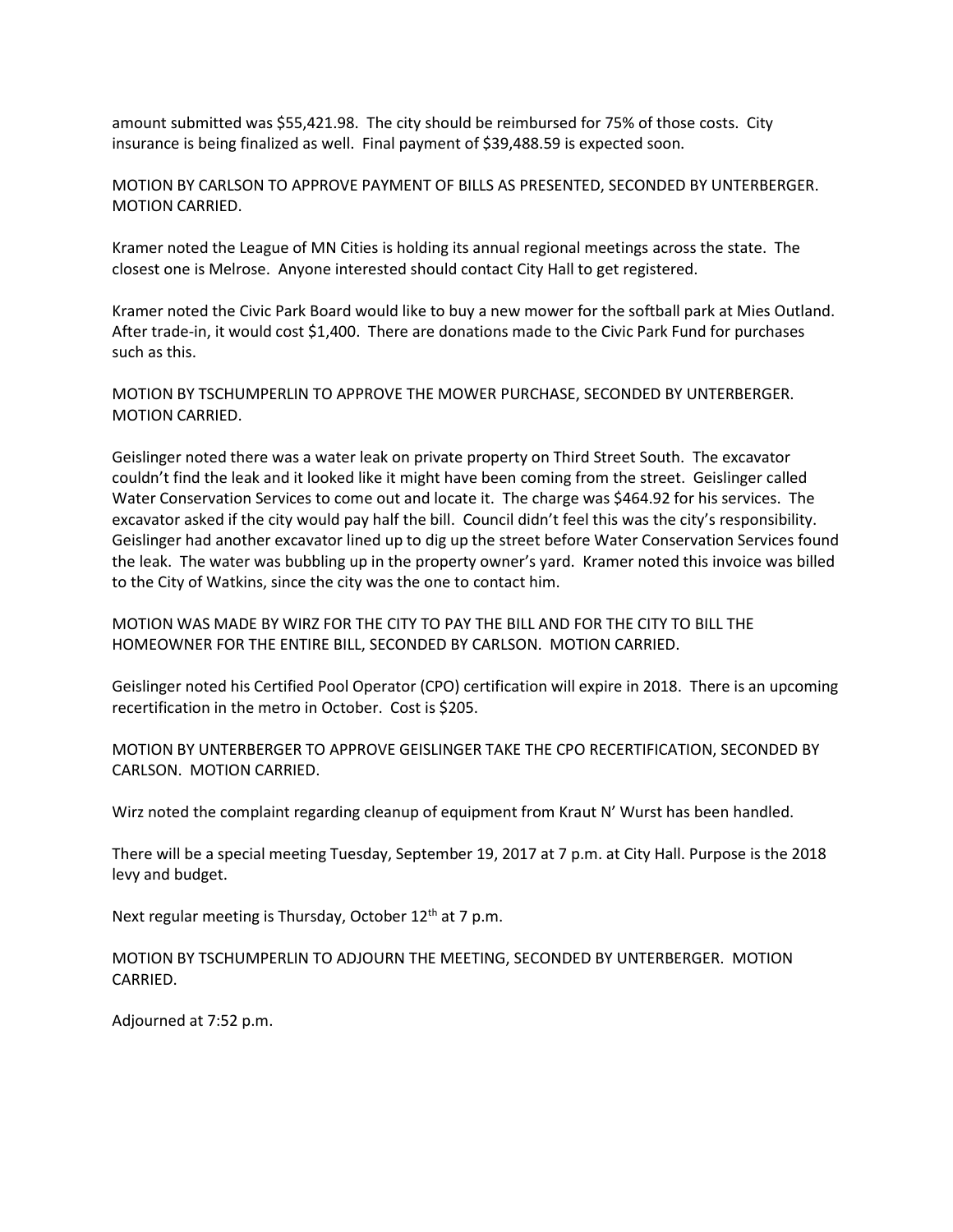amount submitted was $55,421.98. The city should be reimbursed for 75% of those costs. City insurance is being finalized as well. Final payment of $39,488.59 is expected soon.

MOTION BY CARLSON TO APPROVE PAYMENT OF BILLS AS PRESENTED, SECONDED BY UNTERBERGER. MOTION CARRIED.

Kramer noted the League of MN Cities is holding its annual regional meetings across the state. The closest one is Melrose. Anyone interested should contact City Hall to get registered.

Kramer noted the Civic Park Board would like to buy a new mower for the softball park at Mies Outland. After trade-in, it would cost $1,400. There are donations made to the Civic Park Fund for purchases such as this.

MOTION BY TSCHUMPERLIN TO APPROVE THE MOWER PURCHASE, SECONDED BY UNTERBERGER. MOTION CARRIED.

Geislinger noted there was a water leak on private property on Third Street South. The excavator couldn't find the leak and it looked like it might have been coming from the street. Geislinger called Water Conservation Services to come out and locate it. The charge was $464.92 for his services. The excavator asked if the city would pay half the bill. Council didn't feel this was the city's responsibility. Geislinger had another excavator lined up to dig up the street before Water Conservation Services found the leak. The water was bubbling up in the property owner's yard. Kramer noted this invoice was billed to the City of Watkins, since the city was the one to contact him.

MOTION WAS MADE BY WIRZ FOR THE CITY TO PAY THE BILL AND FOR THE CITY TO BILL THE HOMEOWNER FOR THE ENTIRE BILL, SECONDED BY CARLSON. MOTION CARRIED.

Geislinger noted his Certified Pool Operator (CPO) certification will expire in 2018. There is an upcoming recertification in the metro in October. Cost is $205.

MOTION BY UNTERBERGER TO APPROVE GEISLINGER TAKE THE CPO RECERTIFICATION, SECONDED BY CARLSON. MOTION CARRIED.

Wirz noted the complaint regarding cleanup of equipment from Kraut N' Wurst has been handled.

There will be a special meeting Tuesday, September 19, 2017 at 7 p.m. at City Hall. Purpose is the 2018 levy and budget.

Next regular meeting is Thursday, October 12th at 7 p.m.

MOTION BY TSCHUMPERLIN TO ADJOURN THE MEETING, SECONDED BY UNTERBERGER. MOTION CARRIED.

Adjourned at 7:52 p.m.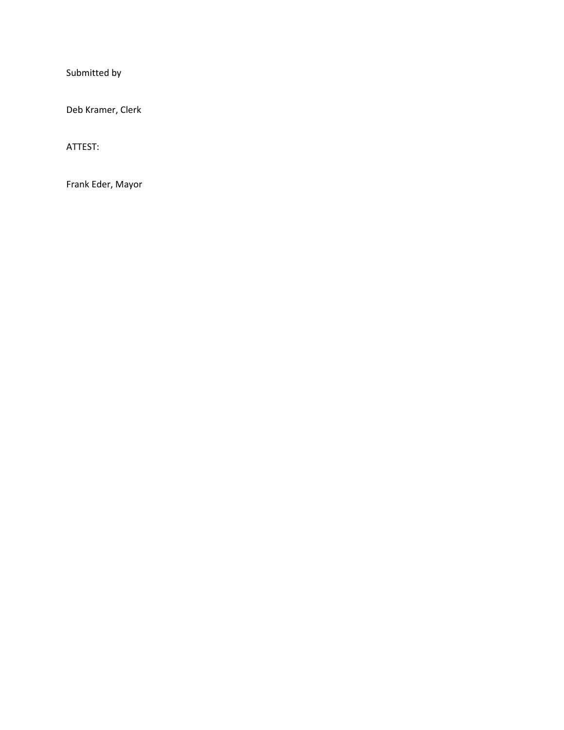Submitted by

Deb Kramer, Clerk

ATTEST:

Frank Eder, Mayor